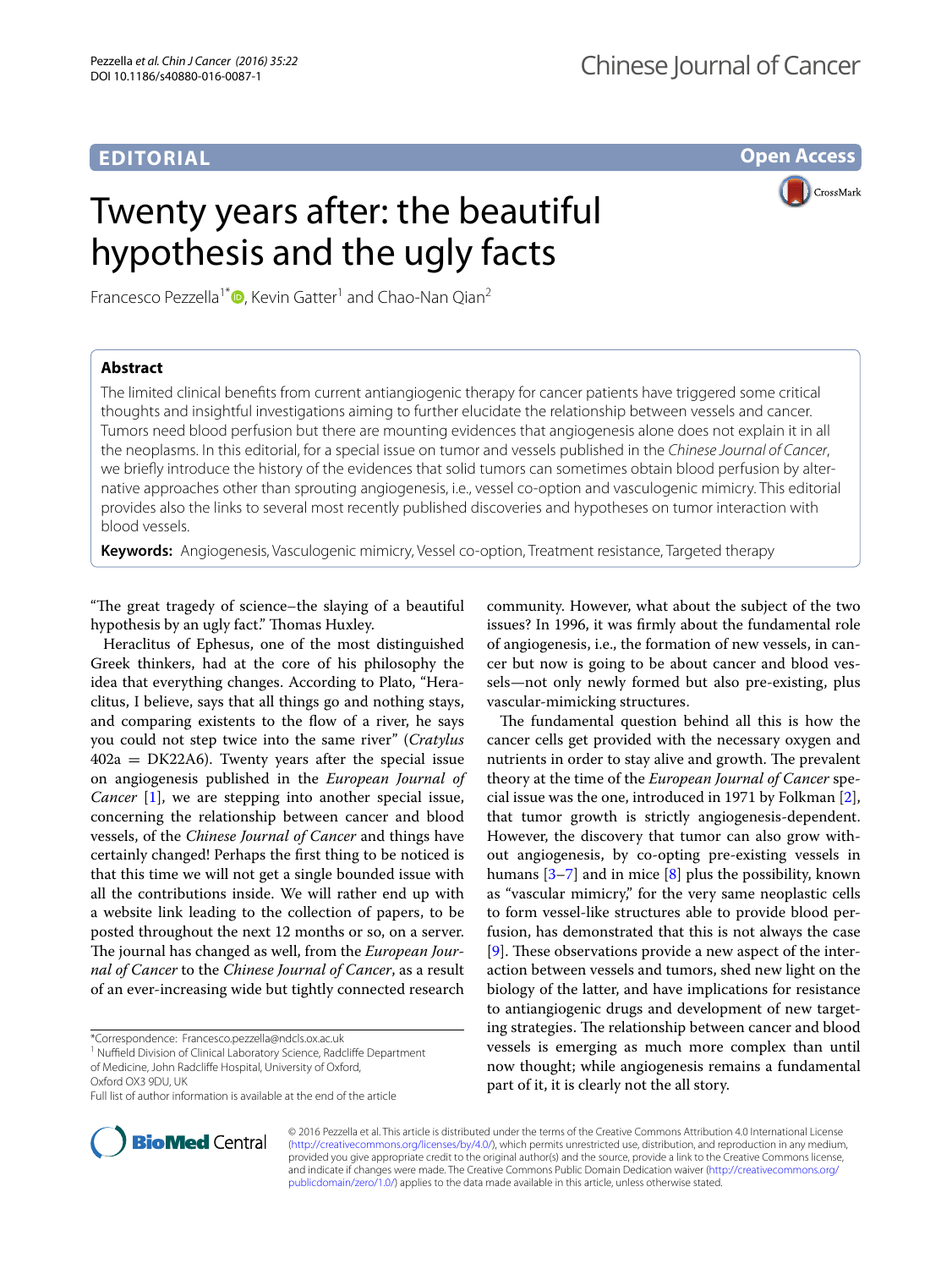**EDITORIAL** **Open Access**

# Twenty years after: the beautiful hypothesis and the ugly facts

Francesco Pezzella[1*], Kevin Gatter[1] and Chao-Nan Qian[2]

## Abstract

The limited clinical benefits from current antiangiogenic therapy for cancer patients have triggered some critical thoughts and insightful investigations aiming to further elucidate the relationship between vessels and cancer. Tumors need blood perfusion but there are mounting evidences that angiogenesis alone does not explain it in all the neoplasms. In this editorial, for a special issue on tumor and vessels published in the *Chinese Journal of Cancer*, we briefly introduce the history of the evidences that solid tumors can sometimes obtain blood perfusion by alternative approaches other than sprouting angiogenesis, i.e., vessel co-option and vasculogenic mimicry. This editorial provides also the links to several most recently published discoveries and hypotheses on tumor interaction with blood vessels.

**Keywords:** Angiogenesis, Vasculogenic mimicry, Vessel co-option, Treatment resistance, Targeted therapy

"The great tragedy of science–the slaying of a beautiful hypothesis by an ugly fact." Thomas Huxley.

Heraclitus of Ephesus, one of the most distinguished Greek thinkers, had at the core of his philosophy the idea that everything changes. According to Plato, "Heraclitus, I believe, says that all things go and nothing stays, and comparing existents to the flow of a river, he says you could not step twice into the same river" (*Cratylus* 402a = DK22A6). Twenty years after the special issue on angiogenesis published in the *European Journal of Cancer* [1], we are stepping into another special issue, concerning the relationship between cancer and blood vessels, of the *Chinese Journal of Cancer* and things have certainly changed! Perhaps the first thing to be noticed is that this time we will not get a single bounded issue with all the contributions inside. We will rather end up with a website link leading to the collection of papers, to be posted throughout the next 12 months or so, on a server. The journal has changed as well, from the *European Journal of Cancer* to the *Chinese Journal of Cancer*, as a result of an ever-increasing wide but tightly connected research community. However, what about the subject of the two issues? In 1996, it was firmly about the fundamental role of angiogenesis, i.e., the formation of new vessels, in cancer but now is going to be about cancer and blood vessels—not only newly formed but also pre-existing, plus vascular-mimicking structures.

The fundamental question behind all this is how the cancer cells get provided with the necessary oxygen and nutrients in order to stay alive and growth. The prevalent theory at the time of the *European Journal of Cancer* special issue was the one, introduced in 1971 by Folkman [2], that tumor growth is strictly angiogenesis-dependent. However, the discovery that tumor can also grow without angiogenesis, by co-opting pre-existing vessels in humans [3–7] and in mice [8] plus the possibility, known as "vascular mimicry," for the very same neoplastic cells to form vessel-like structures able to provide blood perfusion, has demonstrated that this is not always the case [9]. These observations provide a new aspect of the interaction between vessels and tumors, shed new light on the biology of the latter, and have implications for resistance to antiangiogenic drugs and development of new targeting strategies. The relationship between cancer and blood vessels is emerging as much more complex than until now thought; while angiogenesis remains a fundamental part of it, it is clearly not the all story.

*Correspondence: Francesco.pezzella@ndcls.ox.ac.uk
[1] Nuffield Division of Clinical Laboratory Science, Radcliffe Department of Medicine, John Radcliffe Hospital, University of Oxford, Oxford OX3 9DU, UK
Full list of author information is available at the end of the article

© 2016 Pezzella et al. This article is distributed under the terms of the Creative Commons Attribution 4.0 International License (http://creativecommons.org/licenses/by/4.0/), which permits unrestricted use, distribution, and reproduction in any medium, provided you give appropriate credit to the original author(s) and the source, provide a link to the Creative Commons license, and indicate if changes were made. The Creative Commons Public Domain Dedication waiver (http://creativecommons.org/publicdomain/zero/1.0/) applies to the data made available in this article, unless otherwise stated.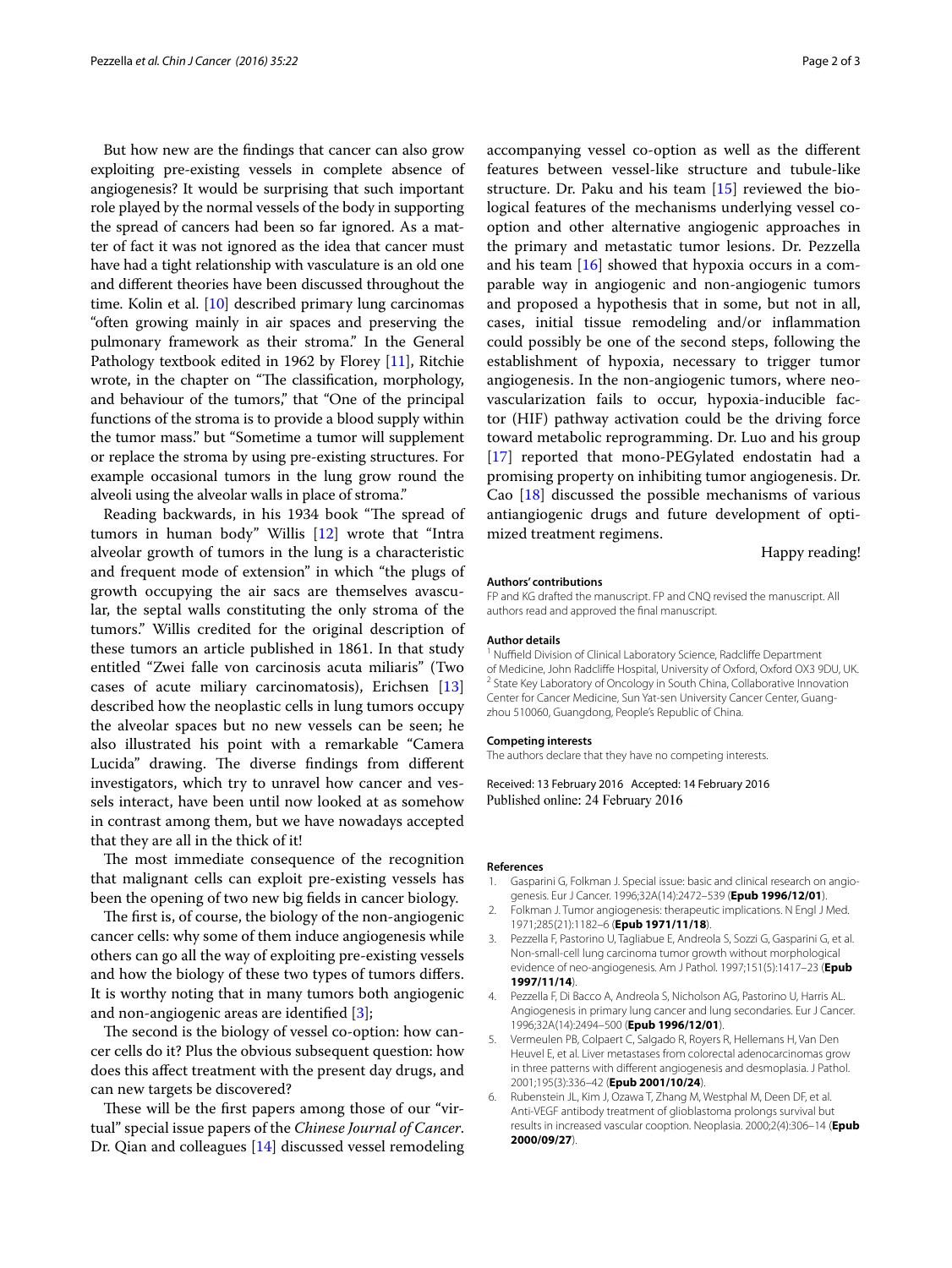But how new are the findings that cancer can also grow exploiting pre-existing vessels in complete absence of angiogenesis? It would be surprising that such important role played by the normal vessels of the body in supporting the spread of cancers had been so far ignored. As a matter of fact it was not ignored as the idea that cancer must have had a tight relationship with vasculature is an old one and different theories have been discussed throughout the time. Kolin et al. [10] described primary lung carcinomas "often growing mainly in air spaces and preserving the pulmonary framework as their stroma." In the General Pathology textbook edited in 1962 by Florey [11], Ritchie wrote, in the chapter on "The classification, morphology, and behaviour of the tumors," that "One of the principal functions of the stroma is to provide a blood supply within the tumor mass." but "Sometime a tumor will supplement or replace the stroma by using pre-existing structures. For example occasional tumors in the lung grow round the alveoli using the alveolar walls in place of stroma."

Reading backwards, in his 1934 book "The spread of tumors in human body" Willis [12] wrote that "Intra alveolar growth of tumors in the lung is a characteristic and frequent mode of extension" in which "the plugs of growth occupying the air sacs are themselves avascular, the septal walls constituting the only stroma of the tumors." Willis credited for the original description of these tumors an article published in 1861. In that study entitled "Zwei falle von carcinosis acuta miliaris" (Two cases of acute miliary carcinomatosis), Erichsen [13] described how the neoplastic cells in lung tumors occupy the alveolar spaces but no new vessels can be seen; he also illustrated his point with a remarkable "Camera Lucida" drawing. The diverse findings from different investigators, which try to unravel how cancer and vessels interact, have been until now looked at as somehow in contrast among them, but we have nowadays accepted that they are all in the thick of it!

The most immediate consequence of the recognition that malignant cells can exploit pre-existing vessels has been the opening of two new big fields in cancer biology.

The first is, of course, the biology of the non-angiogenic cancer cells: why some of them induce angiogenesis while others can go all the way of exploiting pre-existing vessels and how the biology of these two types of tumors differs. It is worthy noting that in many tumors both angiogenic and non-angiogenic areas are identified [3];

The second is the biology of vessel co-option: how cancer cells do it? Plus the obvious subsequent question: how does this affect treatment with the present day drugs, and can new targets be discovered?

These will be the first papers among those of our "virtual" special issue papers of the *Chinese Journal of Cancer*. Dr. Qian and colleagues [14] discussed vessel remodeling accompanying vessel co-option as well as the different features between vessel-like structure and tubule-like structure. Dr. Paku and his team [15] reviewed the biological features of the mechanisms underlying vessel co-option and other alternative angiogenic approaches in the primary and metastatic tumor lesions. Dr. Pezzella and his team [16] showed that hypoxia occurs in a comparable way in angiogenic and non-angiogenic tumors and proposed a hypothesis that in some, but not in all, cases, initial tissue remodeling and/or inflammation could possibly be one of the second steps, following the establishment of hypoxia, necessary to trigger tumor angiogenesis. In the non-angiogenic tumors, where neovascularization fails to occur, hypoxia-inducible factor (HIF) pathway activation could be the driving force toward metabolic reprogramming. Dr. Luo and his group [17] reported that mono-PEGylated endostatin had a promising property on inhibiting tumor angiogenesis. Dr. Cao [18] discussed the possible mechanisms of various antiangiogenic drugs and future development of optimized treatment regimens.

Happy reading!

**Authors' contributions**

FP and KG drafted the manuscript. FP and CNQ revised the manuscript. All authors read and approved the final manuscript.

**Author details**

[1] Nuffield Division of Clinical Laboratory Science, Radcliffe Department of Medicine, John Radcliffe Hospital, University of Oxford, Oxford OX3 9DU, UK. [2] State Key Laboratory of Oncology in South China, Collaborative Innovation Center for Cancer Medicine, Sun Yat-sen University Cancer Center, Guangzhou 510060, Guangdong, People's Republic of China.

**Competing interests**

The authors declare that they have no competing interests.

Received: 13 February 2016 Accepted: 14 February 2016
Published online: 24 February 2016

**References**

1. Gasparini G, Folkman J. Special issue: basic and clinical research on angiogenesis. Eur J Cancer. 1996;32A(14):2472–539 (**Epub 1996/12/01**).
2. Folkman J. Tumor angiogenesis: therapeutic implications. N Engl J Med. 1971;285(21):1182–6 (**Epub 1971/11/18**).
3. Pezzella F, Pastorino U, Tagliabue E, Andreola S, Sozzi G, Gasparini G, et al. Non-small-cell lung carcinoma tumor growth without morphological evidence of neo-angiogenesis. Am J Pathol. 1997;151(5):1417–23 (**Epub 1997/11/14**).
4. Pezzella F, Di Bacco A, Andreola S, Nicholson AG, Pastorino U, Harris AL. Angiogenesis in primary lung cancer and lung secondaries. Eur J Cancer. 1996;32A(14):2494–500 (**Epub 1996/12/01**).
5. Vermeulen PB, Colpaert C, Salgado R, Royers R, Hellemans H, Van Den Heuvel E, et al. Liver metastases from colorectal adenocarcinomas grow in three patterns with different angiogenesis and desmoplasia. J Pathol. 2001;195(3):336–42 (**Epub 2001/10/24**).
6. Rubenstein JL, Kim J, Ozawa T, Zhang M, Westphal M, Deen DF, et al. Anti-VEGF antibody treatment of glioblastoma prolongs survival but results in increased vascular cooption. Neoplasia. 2000;2(4):306–14 (**Epub 2000/09/27**).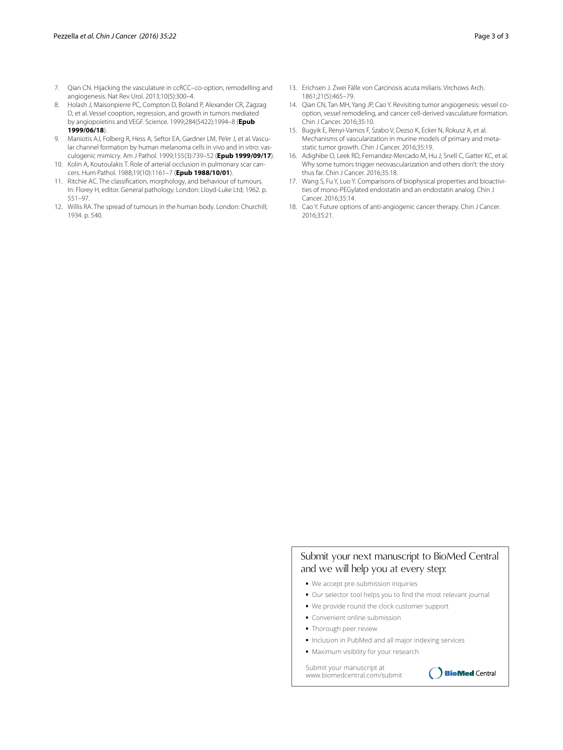7. Qian CN. Hijacking the vasculature in ccRCC–co-option, remodelling and angiogenesis. Nat Rev Urol. 2013;10(5):300–4.
8. Holash J, Maisonpierre PC, Compton D, Boland P, Alexander CR, Zagzag D, et al. Vessel cooption, regression, and growth in tumors mediated by angiopoietins and VEGF. Science. 1999;284(5422):1994–8 (**Epub 1999/06/18**).
9. Maniotis AJ, Folberg R, Hess A, Seftor EA, Gardner LM, Pe'er J, et al. Vascular channel formation by human melanoma cells in vivo and in vitro: vasculogenic mimicry. Am J Pathol. 1999;155(3):739–52 (**Epub 1999/09/17**).
10. Kolin A, Koutoulakis T. Role of arterial occlusion in pulmonary scar cancers. Hum Pathol. 1988;19(10):1161–7 (**Epub 1988/10/01**).
11. Ritchie AC. The classification, morphology, and behaviour of tumours. In: Florey H, editor. General pathology. London: Lloyd-Luke Ltd; 1962. p. 551–97.
12. Willis RA. The spread of tumours in the human body. London: Churchill; 1934. p. 540.
13. Erichsen J. Zwei Fälle von Carcinosis acuta miliaris. Virchows Arch. 1861;21(5):465–79.
14. Qian CN, Tan MH, Yang JP, Cao Y. Revisiting tumor angiogenesis: vessel co-option, vessel remodeling, and cancer cell-derived vasculature formation. Chin J Cancer. 2016;35:10.
15. Bugyik E, Renyi-Vamos F, Szabo V, Dezso K, Ecker N, Rokusz A, et al. Mechanisms of vascularization in murine models of primary and metastatic tumor growth. Chin J Cancer. 2016;35:19.
16. Adighibe O, Leek RD, Fernandez-Mercado M, Hu J, Snell C, Gatter KC, et al. Why some tumors trigger neovascularization and others don't: the story thus far. Chin J Cancer. 2016;35:18.
17. Wang S, Fu Y, Luo Y. Comparisons of biophysical properties and bioactivities of mono-PEGylated endostatin and an endostatin analog. Chin J Cancer. 2016;35:14.
18. Cao Y. Future options of anti-angiogenic cancer therapy. Chin J Cancer. 2016;35:21.

Submit your next manuscript to BioMed Central and we will help you at every step:

- We accept pre-submission inquiries
- Our selector tool helps you to find the most relevant journal
- We provide round the clock customer support
- Convenient online submission
- Thorough peer review
- Inclusion in PubMed and all major indexing services
- Maximum visibility for your research

Submit your manuscript at
www.biomedcentral.com/submit

BioMed Central